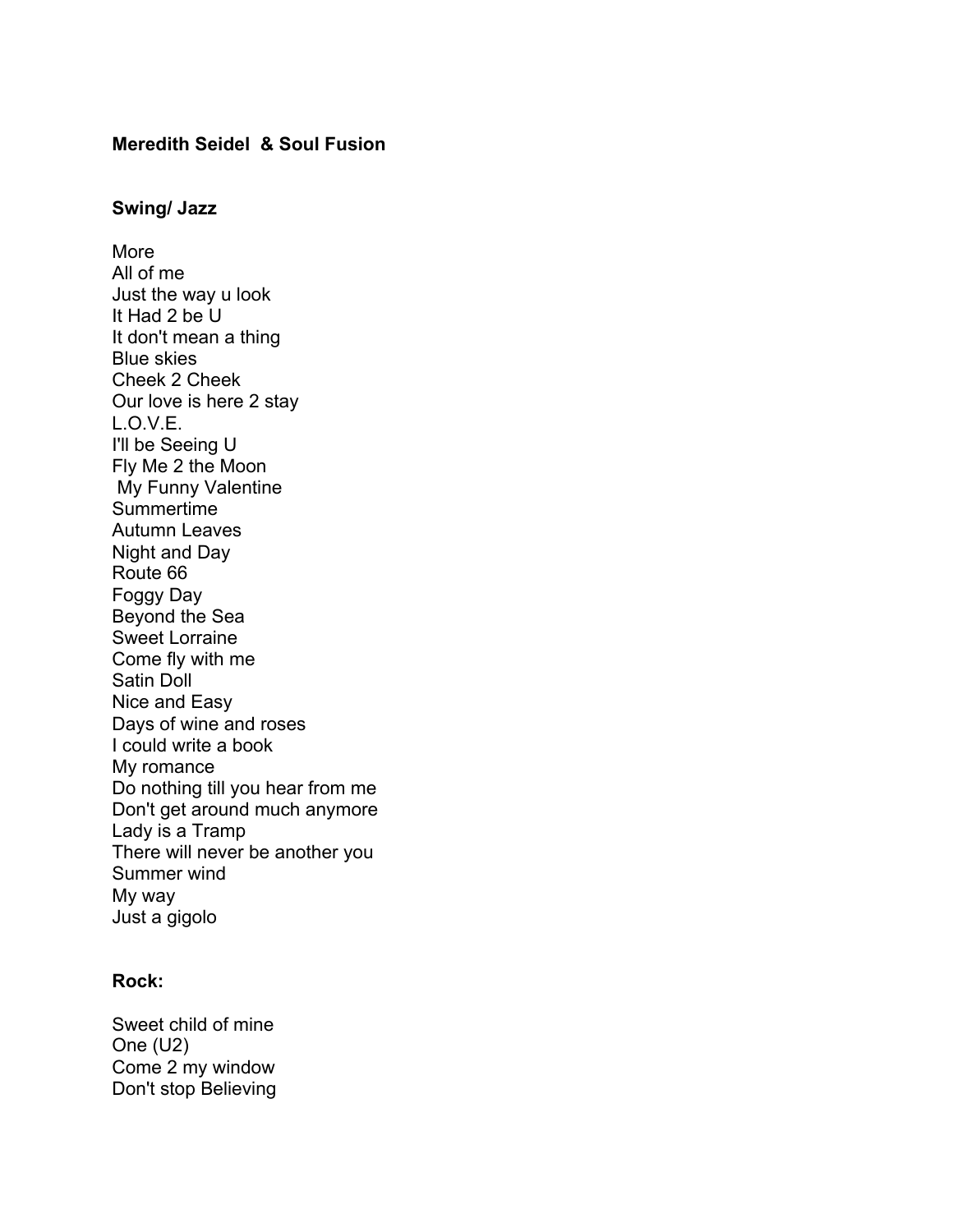**Meredith Seidel & Soul Fusion**

**Swing/ Jazz**

More
All of me
Just the way u look
It Had 2 be U
It don't mean a thing
Blue skies
Cheek 2 Cheek
Our love is here 2 stay
L.O.V.E.
I'll be Seeing U
Fly Me 2 the Moon
My Funny Valentine
Summertime
Autumn Leaves
Night and Day
Route 66
Foggy Day
Beyond the Sea
Sweet Lorraine
Come fly with me
Satin Doll
Nice and Easy
Days of wine and roses
I could write a book
My romance
Do nothing till you hear from me
Don't get around much anymore
Lady is a Tramp
There will never be another you
Summer wind
My way
Just a gigolo

**Rock:**

Sweet child of mine
One (U2)
Come 2 my window
Don't stop Believing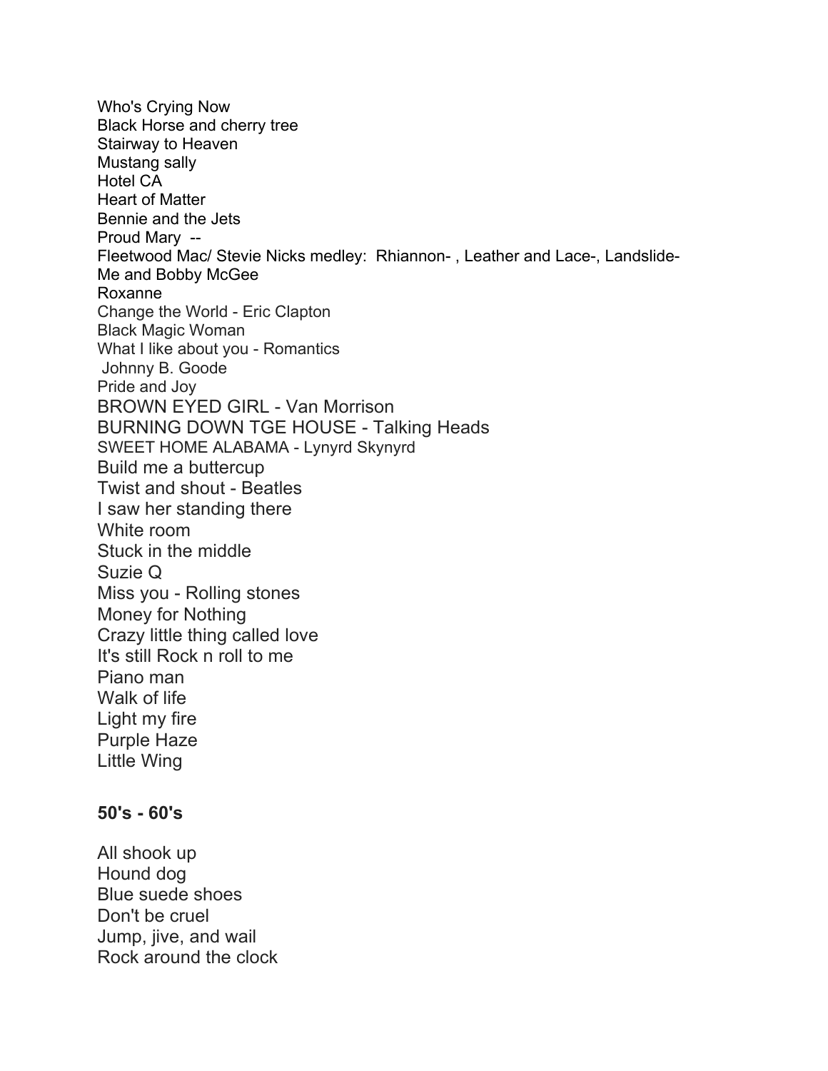Who's Crying Now
Black Horse and cherry tree
Stairway to Heaven
Mustang sally
Hotel CA
Heart of Matter
Bennie and the Jets
Proud Mary --
Fleetwood Mac/ Stevie Nicks medley: Rhiannon- , Leather and Lace-, Landslide-
Me and Bobby McGee
Roxanne
Change the World - Eric Clapton
Black Magic Woman
What I like about you - Romantics
Johnny B. Goode
Pride and Joy
BROWN EYED GIRL - Van Morrison
BURNING DOWN TGE HOUSE - Talking Heads
SWEET HOME ALABAMA - Lynyrd Skynyrd
Build me a buttercup
Twist and shout - Beatles
I saw her standing there
White room
Stuck in the middle
Suzie Q
Miss you - Rolling stones
Money for Nothing
Crazy little thing called love
It's still Rock n roll to me
Piano man
Walk of life
Light my fire
Purple Haze
Little Wing

**50's - 60's**

All shook up
Hound dog
Blue suede shoes
Don't be cruel
Jump, jive, and wail
Rock around the clock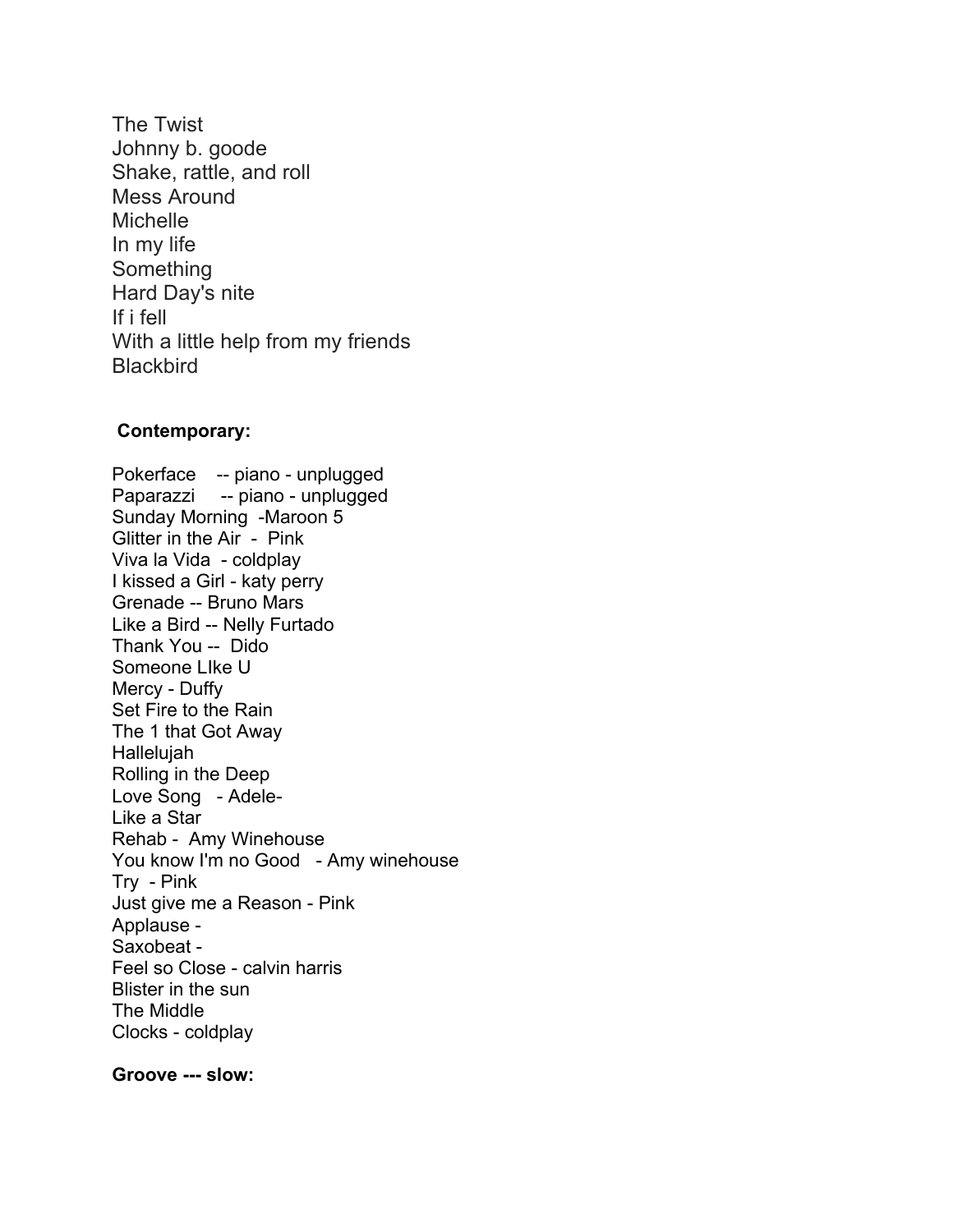The Twist
Johnny b. goode
Shake, rattle, and roll
Mess Around
Michelle
In my life
Something
Hard Day's nite
If i fell
With a little help from my friends
Blackbird

**Contemporary:**

Pokerface -- piano - unplugged
Paparazzi -- piano - unplugged
Sunday Morning -Maroon 5
Glitter in the Air - Pink
Viva la Vida - coldplay
I kissed a Girl - katy perry
Grenade -- Bruno Mars
Like a Bird -- Nelly Furtado
Thank You -- Dido
Someone LIke U
Mercy - Duffy
Set Fire to the Rain
The 1 that Got Away
Hallelujah
Rolling in the Deep
Love Song - Adele-
Like a Star
Rehab - Amy Winehouse
You know I'm no Good - Amy winehouse
Try - Pink
Just give me a Reason - Pink
Applause -
Saxobeat -
Feel so Close - calvin harris
Blister in the sun
The Middle
Clocks - coldplay

**Groove --- slow:**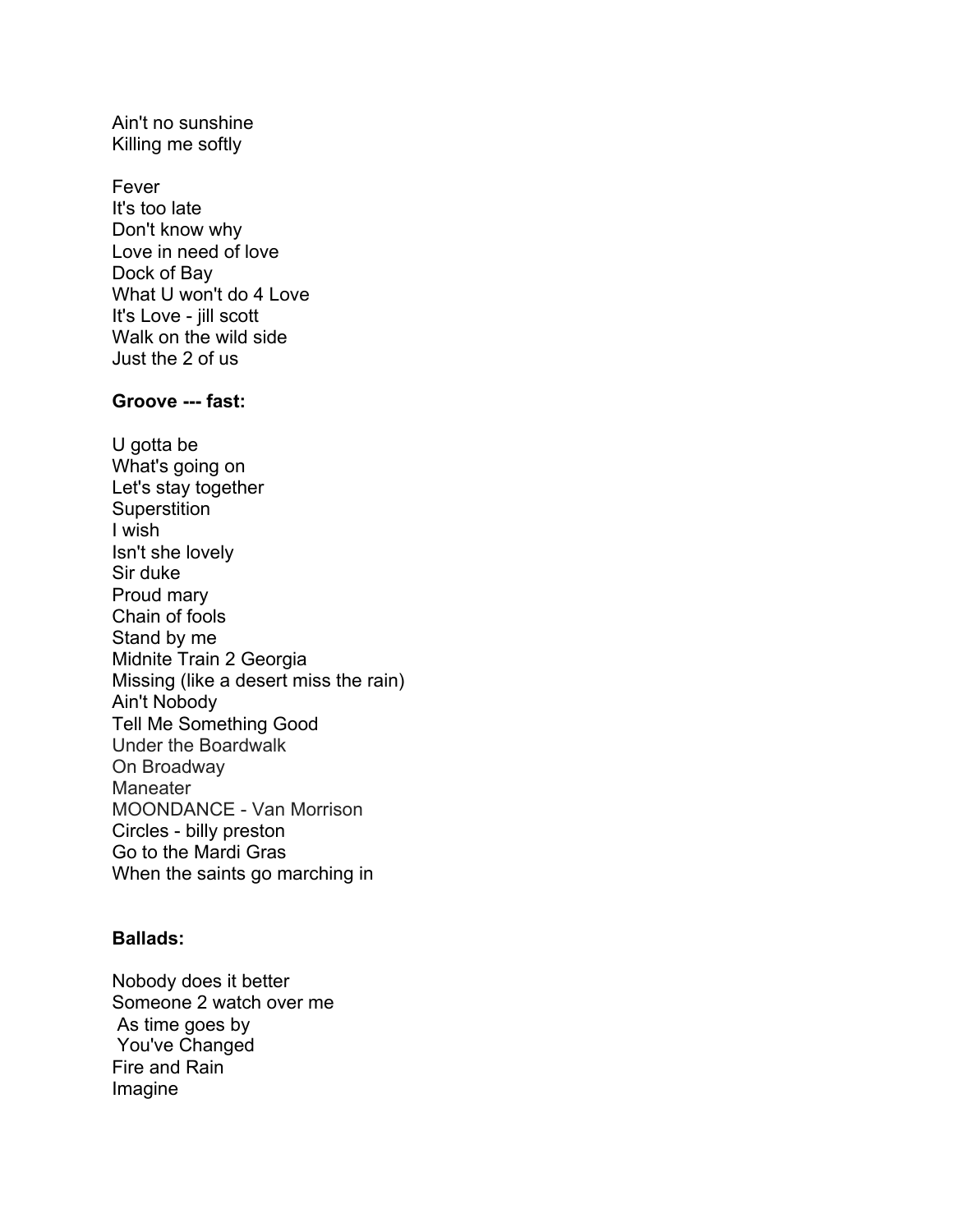Ain't no sunshine
Killing me softly

Fever
It's too late
Don't know why
Love in need of love
Dock of Bay
What U won't do 4 Love
It's Love - jill scott
Walk on the wild side
Just the 2 of us

**Groove --- fast:**

U gotta be
What's going on
Let's stay together
Superstition
I wish
Isn't she lovely
Sir duke
Proud mary
Chain of fools
Stand by me
Midnite Train 2 Georgia
Missing (like a desert miss the rain)
Ain't Nobody
Tell Me Something Good
Under the Boardwalk
On Broadway
Maneater
MOONDANCE - Van Morrison
Circles - billy preston
Go to the Mardi Gras
When the saints go marching in

**Ballads:**

Nobody does it better
Someone 2 watch over me
As time goes by
You've Changed
Fire and Rain
Imagine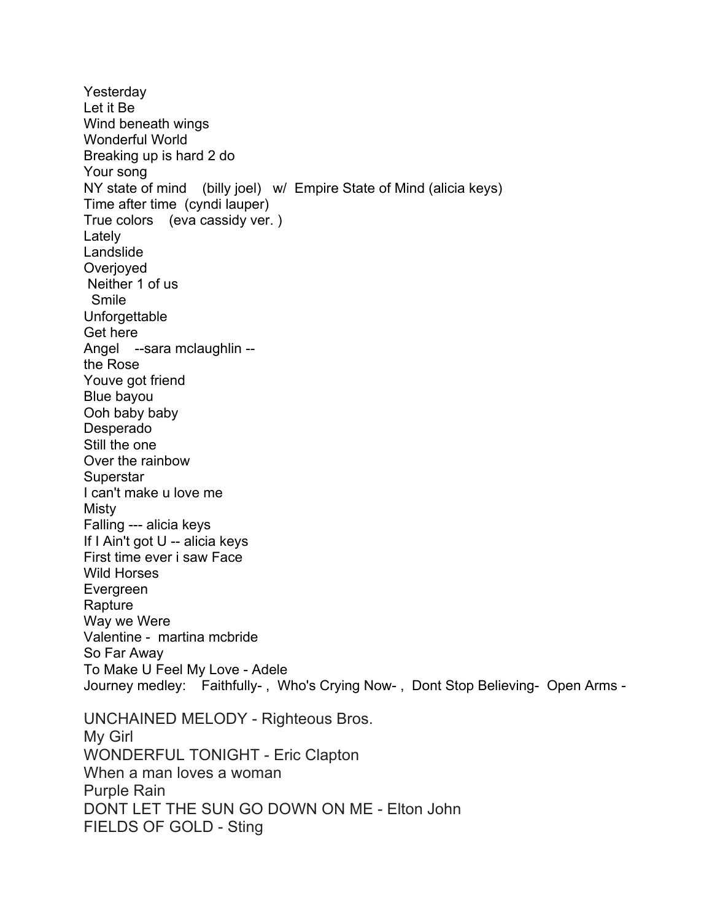Yesterday  
Let it Be  
Wind beneath wings  
Wonderful World  
Breaking up is hard 2 do  
Your song  
NY state of mind (billy joel) w/ Empire State of Mind (alicia keys)  
Time after time (cyndi lauper)  
True colors (eva cassidy ver. )  
Lately  
Landslide  
Overjoyed  
Neither 1 of us  
Smile  
Unforgettable  
Get here  
Angel --sara mclaughlin --  
the Rose  
Youve got friend  
Blue bayou  
Ooh baby baby  
Desperado  
Still the one  
Over the rainbow  
Superstar  
I can't make u love me  
Misty  
Falling --- alicia keys  
If I Ain't got U -- alicia keys  
First time ever i saw Face  
Wild Horses  
Evergreen  
Rapture  
Way we Were  
Valentine - martina mcbride  
So Far Away  
To Make U Feel My Love - Adele  
Journey medley: Faithfully- , Who's Crying Now- , Dont Stop Believing- Open Arms -

UNCHAINED MELODY - Righteous Bros.  
My Girl  
WONDERFUL TONIGHT - Eric Clapton  
When a man loves a woman  
Purple Rain  
DONT LET THE SUN GO DOWN ON ME - Elton John  
FIELDS OF GOLD - Sting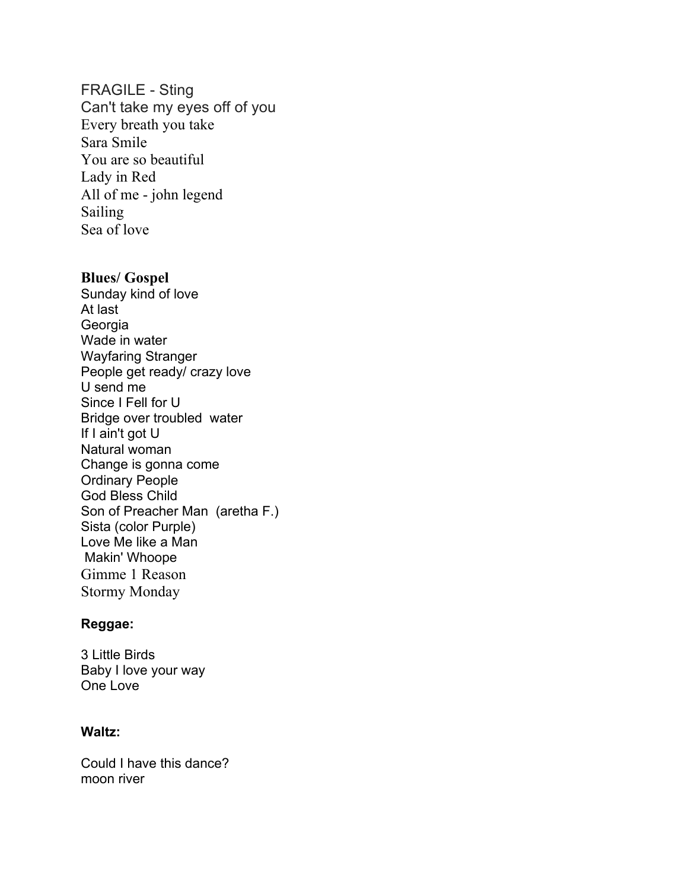FRAGILE - Sting
Can't take my eyes off of you
Every breath you take
Sara Smile
You are so beautiful
Lady in Red
All of me - john legend
Sailing
Sea of love

**Blues/ Gospel**

Sunday kind of love
At last
Georgia
Wade in water
Wayfaring Stranger
People get ready/ crazy love
U send me
Since I Fell for U
Bridge over troubled water
If I ain't got U
Natural woman
Change is gonna come
Ordinary People
God Bless Child
Son of Preacher Man (aretha F.)
Sista (color Purple)
Love Me like a Man
Makin' Whoope
Gimme 1 Reason
Stormy Monday

**Reggae:**

3 Little Birds
Baby I love your way
One Love

**Waltz:**

Could I have this dance?
moon river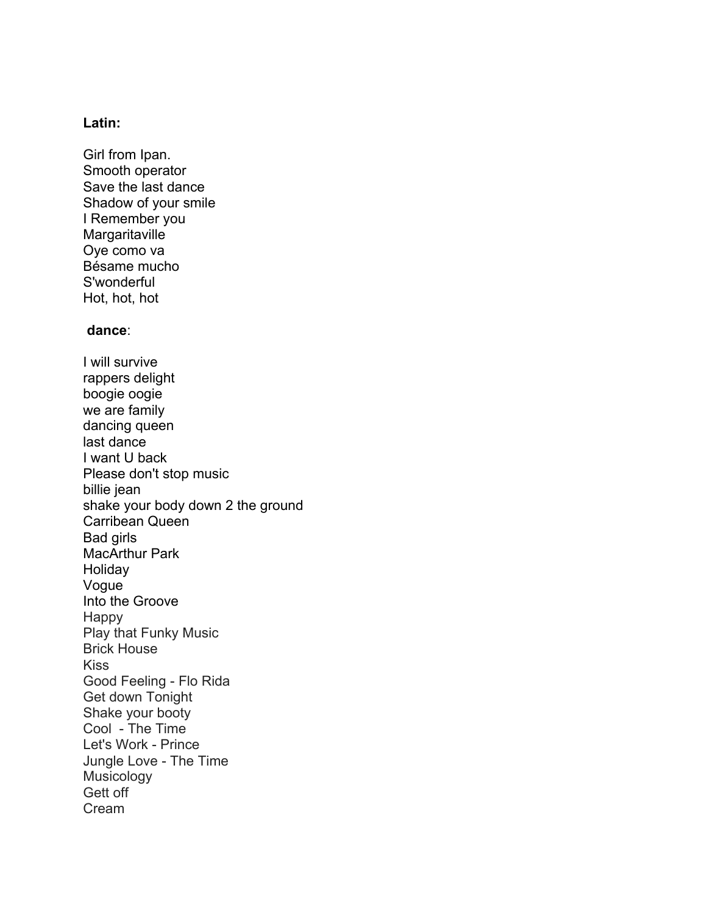**Latin:**

Girl from Ipan.
Smooth operator
Save the last dance
Shadow of your smile
I Remember you
Margaritaville
Oye como va
Bésame mucho
S'wonderful
Hot, hot, hot

**dance**:

I will survive
rappers delight
boogie oogie
we are family
dancing queen
last dance
I want U back
Please don't stop music
billie jean
shake your body down 2 the ground
Carribean Queen
Bad girls
MacArthur Park
Holiday
Vogue
Into the Groove
Happy
Play that Funky Music
Brick House
Kiss
Good Feeling - Flo Rida
Get down Tonight
Shake your booty
Cool - The Time
Let's Work - Prince
Jungle Love - The Time
Musicology
Gett off
Cream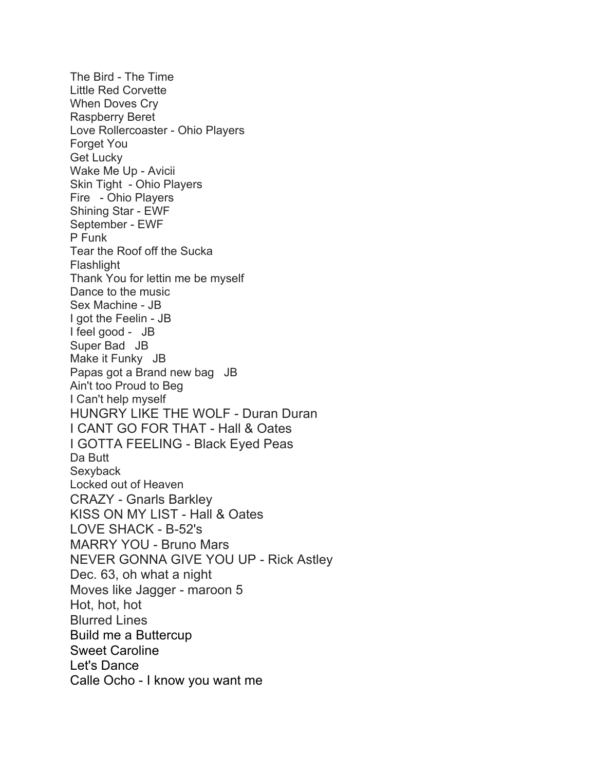The Bird - The Time
Little Red Corvette
When Doves Cry
Raspberry Beret
Love Rollercoaster - Ohio Players
Forget You
Get Lucky
Wake Me Up - Avicii
Skin Tight  - Ohio Players
Fire   - Ohio Players
Shining Star - EWF
September - EWF
P Funk
Tear the Roof off the Sucka
Flashlight
Thank You for lettin me be myself
Dance to the music
Sex Machine - JB
I got the Feelin - JB
I feel good -   JB
Super Bad   JB
Make it Funky   JB
Papas got a Brand new bag   JB
Ain't too Proud to Beg
I Can't help myself
HUNGRY LIKE THE WOLF - Duran Duran
I CANT GO FOR THAT - Hall & Oates
I GOTTA FEELING - Black Eyed Peas
Da Butt
Sexyback
Locked out of Heaven
CRAZY - Gnarls Barkley
KISS ON MY LIST - Hall & Oates
LOVE SHACK - B-52's
MARRY YOU - Bruno Mars
NEVER GONNA GIVE YOU UP - Rick Astley
Dec. 63, oh what a night
Moves like Jagger - maroon 5
Hot, hot, hot
Blurred Lines
Build me a Buttercup
Sweet Caroline
Let's Dance
Calle Ocho - I know you want me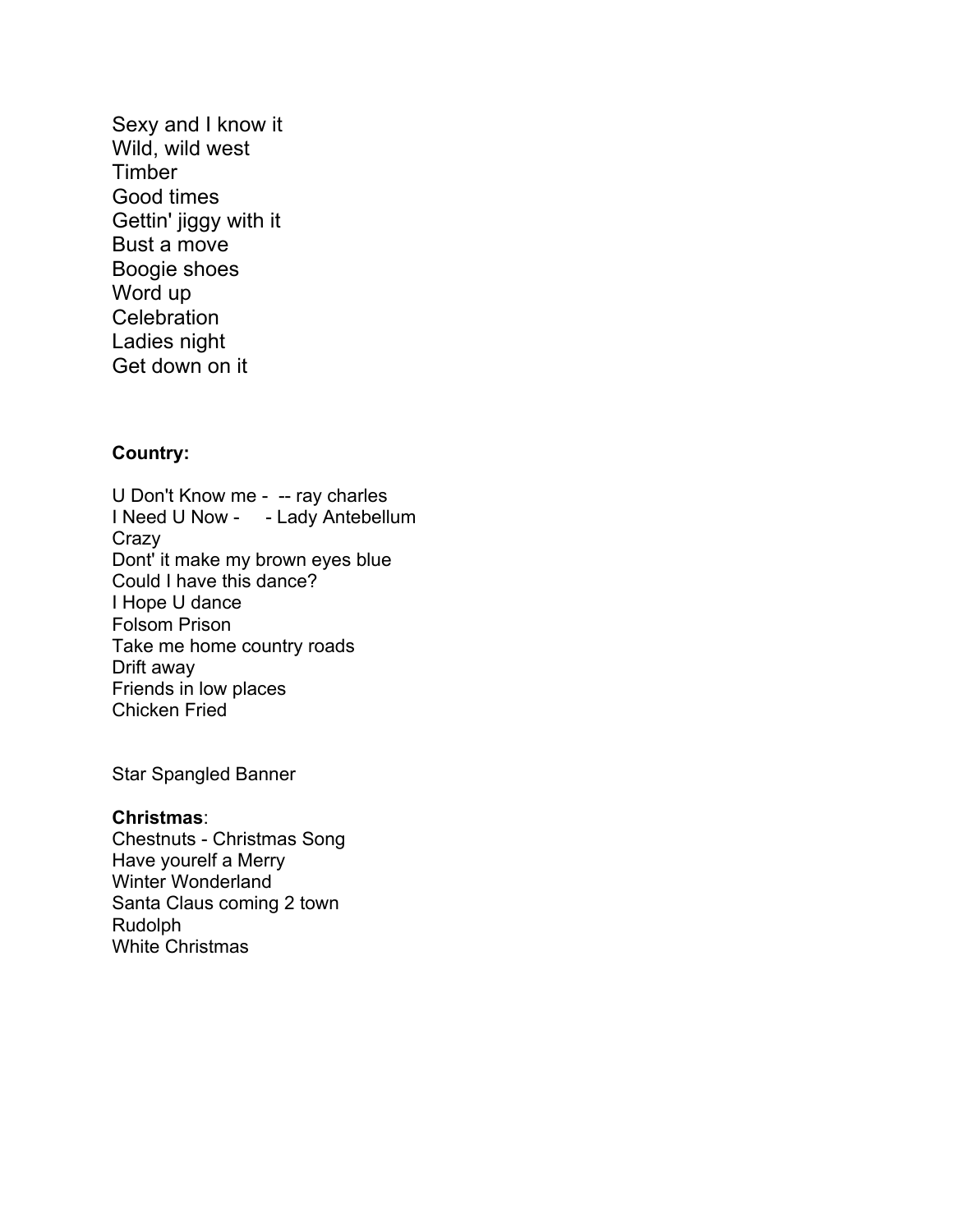Sexy and I know it
Wild, wild west
Timber
Good times
Gettin' jiggy with it
Bust a move
Boogie shoes
Word up
Celebration
Ladies night
Get down on it

**Country:**

U Don't Know me -  -- ray charles
I Need U Now -     - Lady Antebellum
Crazy
Dont' it make my brown eyes blue
Could I have this dance?
I Hope U dance
Folsom Prison
Take me home country roads
Drift away
Friends in low places
Chicken Fried

Star Spangled Banner

**Christmas**:
Chestnuts - Christmas Song
Have yourelf a Merry
Winter Wonderland
Santa Claus coming 2 town
Rudolph
White Christmas